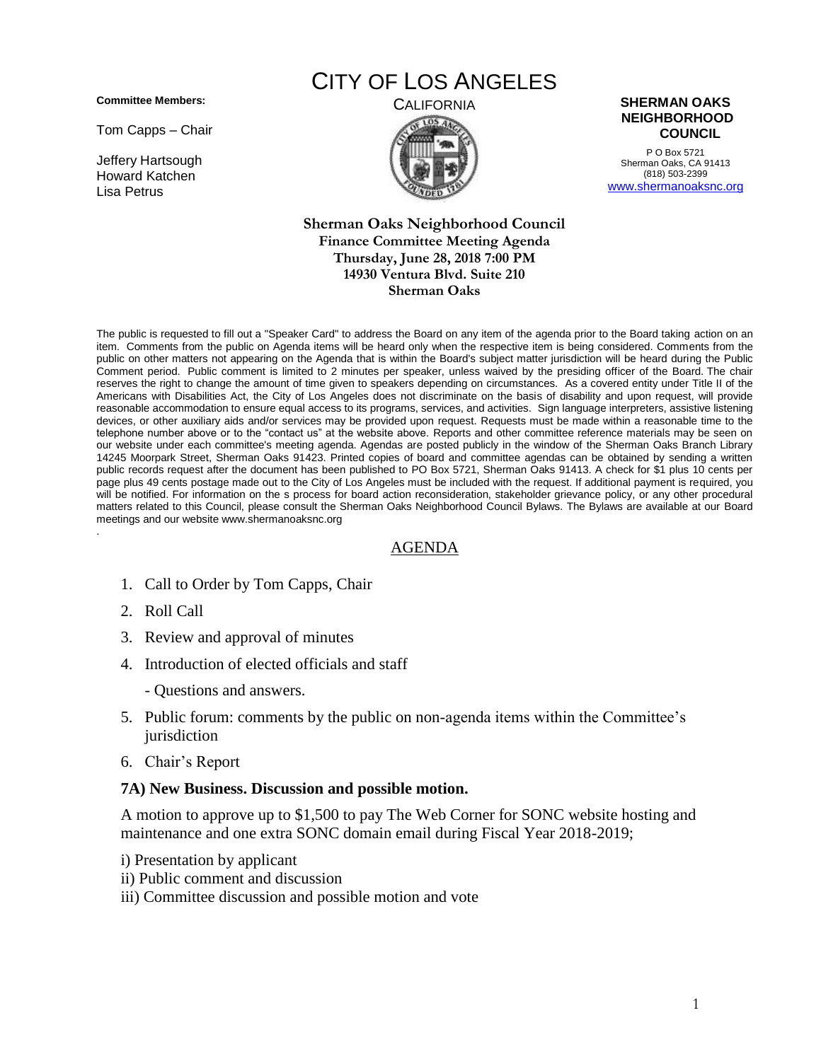**Committee Members:**

Tom Capps – Chair

Jeffery Hartsough
Howard Katchen
Lisa Petrus

# CITY OF LOS ANGELES

CALIFORNIA

**SHERMAN OAKS NEIGHBORHOOD COUNCIL**

P O Box 5721
Sherman Oaks, CA 91413
(818) 503-2399
www.shermanoaksnc.org

**Sherman Oaks Neighborhood Council**
**Finance Committee Meeting Agenda**
**Thursday, June 28, 2018 7:00 PM**
**14930 Ventura Blvd. Suite 210**
**Sherman Oaks**

The public is requested to fill out a "Speaker Card" to address the Board on any item of the agenda prior to the Board taking action on an item. Comments from the public on Agenda items will be heard only when the respective item is being considered. Comments from the public on other matters not appearing on the Agenda that is within the Board's subject matter jurisdiction will be heard during the Public Comment period. Public comment is limited to 2 minutes per speaker, unless waived by the presiding officer of the Board. The chair reserves the right to change the amount of time given to speakers depending on circumstances. As a covered entity under Title II of the Americans with Disabilities Act, the City of Los Angeles does not discriminate on the basis of disability and upon request, will provide reasonable accommodation to ensure equal access to its programs, services, and activities. Sign language interpreters, assistive listening devices, or other auxiliary aids and/or services may be provided upon request. Requests must be made within a reasonable time to the telephone number above or to the "contact us" at the website above. Reports and other committee reference materials may be seen on our website under each committee's meeting agenda. Agendas are posted publicly in the window of the Sherman Oaks Branch Library 14245 Moorpark Street, Sherman Oaks 91423. Printed copies of board and committee agendas can be obtained by sending a written public records request after the document has been published to PO Box 5721, Sherman Oaks 91413. A check for $1 plus 10 cents per page plus 49 cents postage made out to the City of Los Angeles must be included with the request. If additional payment is required, you will be notified. For information on the s process for board action reconsideration, stakeholder grievance policy, or any other procedural matters related to this Council, please consult the Sherman Oaks Neighborhood Council Bylaws. The Bylaws are available at our Board meetings and our website www.shermanoaksnc.org

## AGENDA

1. Call to Order by Tom Capps, Chair
2. Roll Call
3. Review and approval of minutes
4. Introduction of elected officials and staff

   - Questions and answers.
5. Public forum: comments by the public on non-agenda items within the Committee's jurisdiction
6. Chair's Report

**7A) New Business. Discussion and possible motion.**

A motion to approve up to $1,500 to pay The Web Corner for SONC website hosting and maintenance and one extra SONC domain email during Fiscal Year 2018-2019;

i) Presentation by applicant
ii) Public comment and discussion
iii) Committee discussion and possible motion and vote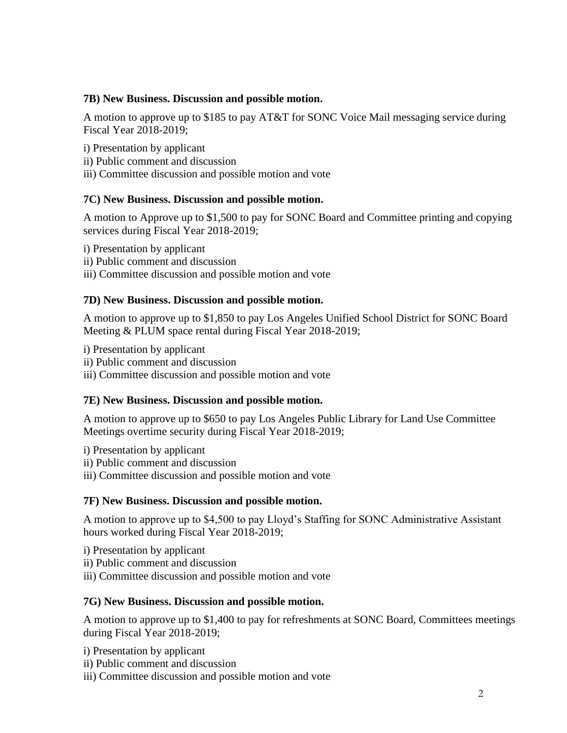**7B) New Business. Discussion and possible motion.**

A motion to approve up to $185 to pay AT&T for SONC Voice Mail messaging service during Fiscal Year 2018-2019;

i) Presentation by applicant
ii) Public comment and discussion
iii) Committee discussion and possible motion and vote

**7C) New Business. Discussion and possible motion.**

A motion to Approve up to $1,500 to pay for SONC Board and Committee printing and copying services during Fiscal Year 2018-2019;

i) Presentation by applicant
ii) Public comment and discussion
iii) Committee discussion and possible motion and vote

**7D) New Business. Discussion and possible motion.**

A motion to approve up to $1,850 to pay Los Angeles Unified School District for SONC Board Meeting & PLUM space rental during Fiscal Year 2018-2019;

i) Presentation by applicant
ii) Public comment and discussion
iii) Committee discussion and possible motion and vote

**7E) New Business. Discussion and possible motion.**

A motion to approve up to $650 to pay Los Angeles Public Library for Land Use Committee Meetings overtime security during Fiscal Year 2018-2019;

i) Presentation by applicant
ii) Public comment and discussion
iii) Committee discussion and possible motion and vote

**7F) New Business. Discussion and possible motion.**

A motion to approve up to $4,500 to pay Lloyd's Staffing for SONC Administrative Assistant hours worked during Fiscal Year 2018-2019;

i) Presentation by applicant
ii) Public comment and discussion
iii) Committee discussion and possible motion and vote

**7G) New Business. Discussion and possible motion.**

A motion to approve up to $1,400 to pay for refreshments at SONC Board, Committees meetings during Fiscal Year 2018-2019;

i) Presentation by applicant
ii) Public comment and discussion
iii) Committee discussion and possible motion and vote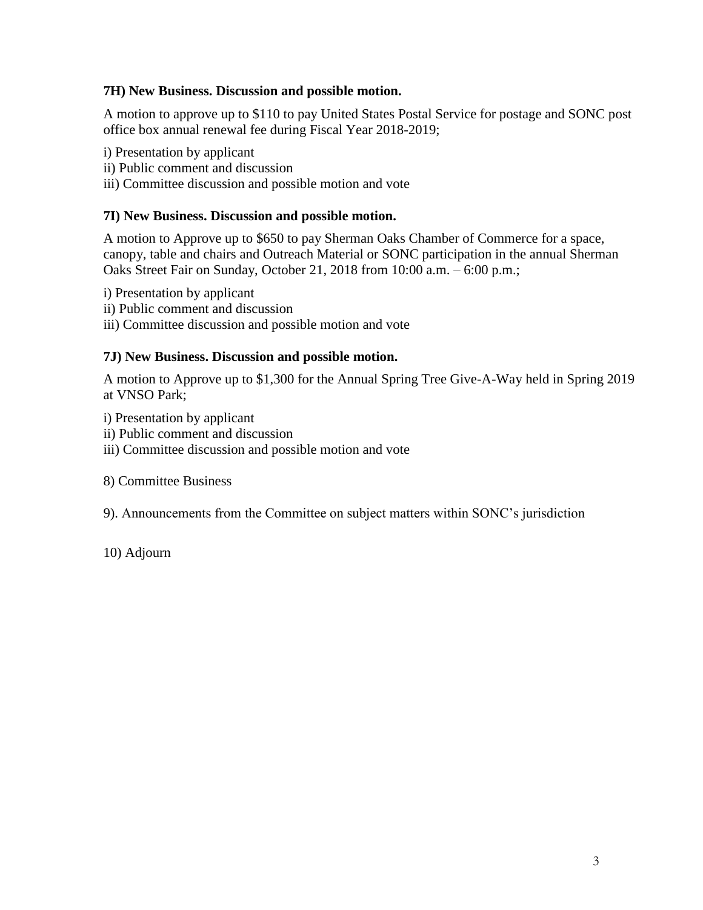**7H) New Business. Discussion and possible motion.**

A motion to approve up to $110 to pay United States Postal Service for postage and SONC post office box annual renewal fee during Fiscal Year 2018-2019;

i) Presentation by applicant
ii) Public comment and discussion
iii) Committee discussion and possible motion and vote

**7I) New Business. Discussion and possible motion.**

A motion to Approve up to $650 to pay Sherman Oaks Chamber of Commerce for a space, canopy, table and chairs and Outreach Material or SONC participation in the annual Sherman Oaks Street Fair on Sunday, October 21, 2018 from 10:00 a.m. – 6:00 p.m.;

i) Presentation by applicant
ii) Public comment and discussion
iii) Committee discussion and possible motion and vote

**7J) New Business. Discussion and possible motion.**

A motion to Approve up to $1,300 for the Annual Spring Tree Give-A-Way held in Spring 2019 at VNSO Park;

i) Presentation by applicant
ii) Public comment and discussion
iii) Committee discussion and possible motion and vote

8) Committee Business

9). Announcements from the Committee on subject matters within SONC's jurisdiction

10) Adjourn